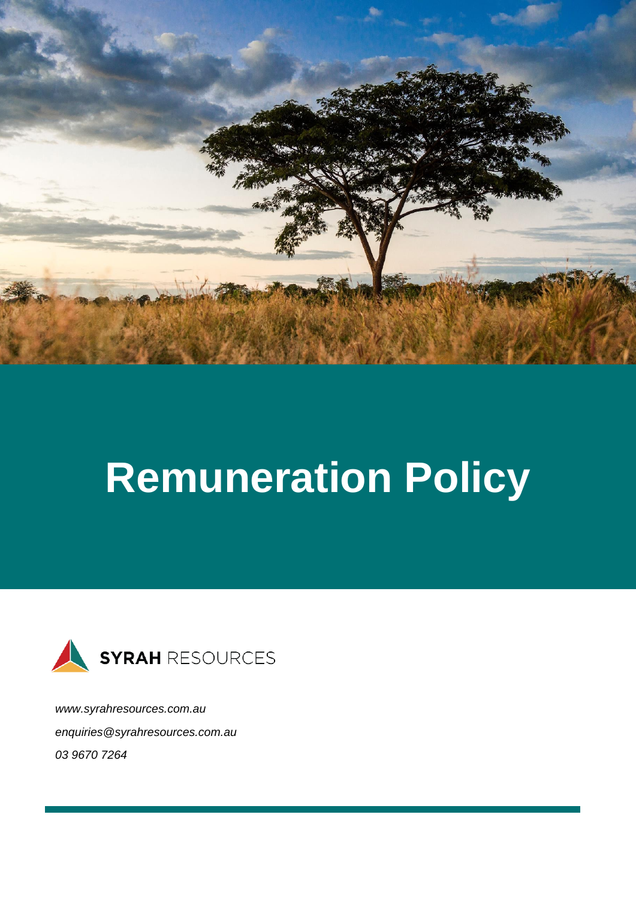# Remuneration Policy

**SYRAH** RESOURCES

*www.syrahresources.com.au*

*enquiries@syrahresources.com.au*

*03 9670 7264*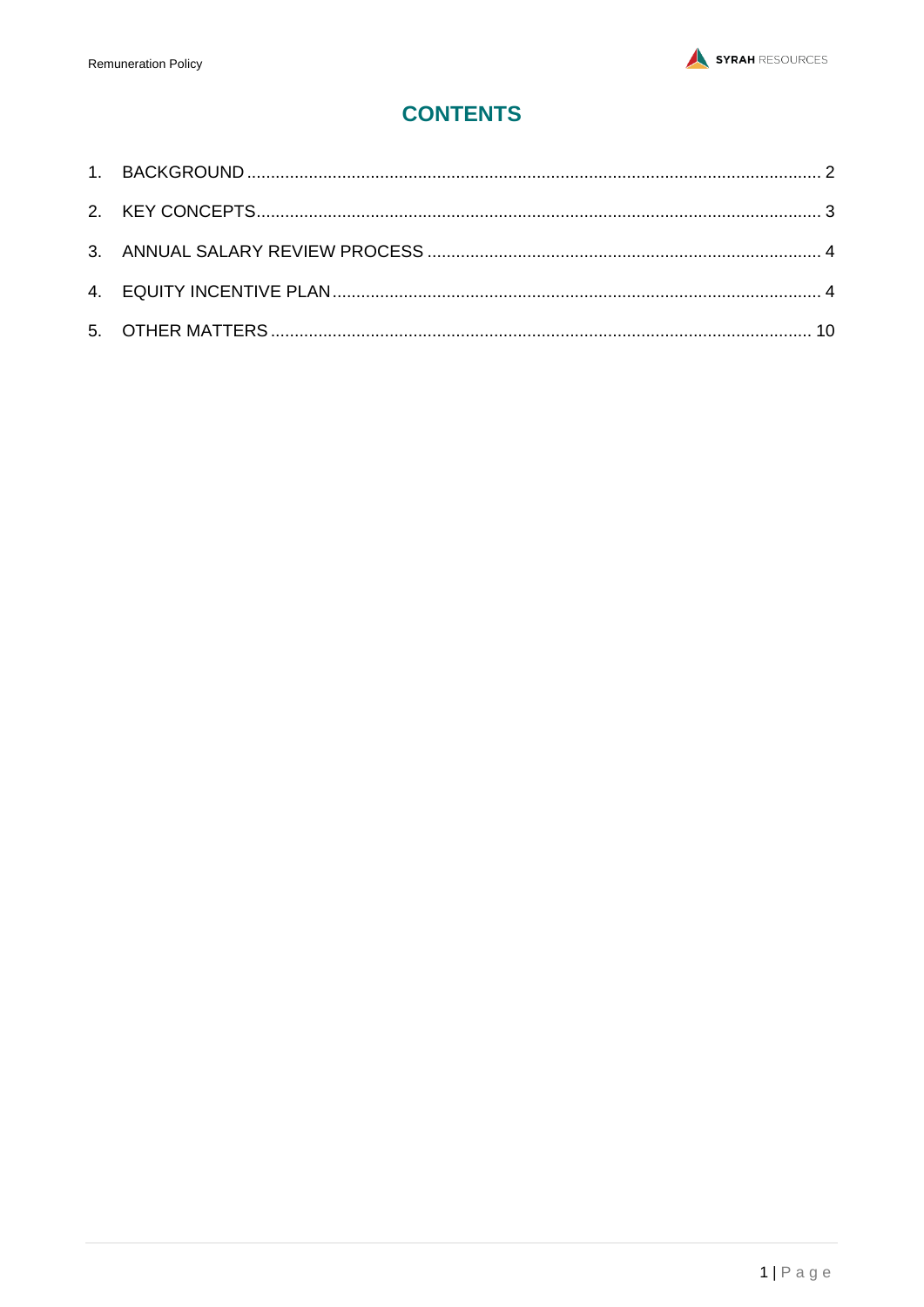# CONTENTS

1. BACKGROUND ........................................................................................................................ 2
2. KEY CONCEPTS...................................................................................................................... 3
3. ANNUAL SALARY REVIEW PROCESS .................................................................................. 4
4. EQUITY INCENTIVE PLAN...................................................................................................... 4
5. OTHER MATTERS ................................................................................................................. 10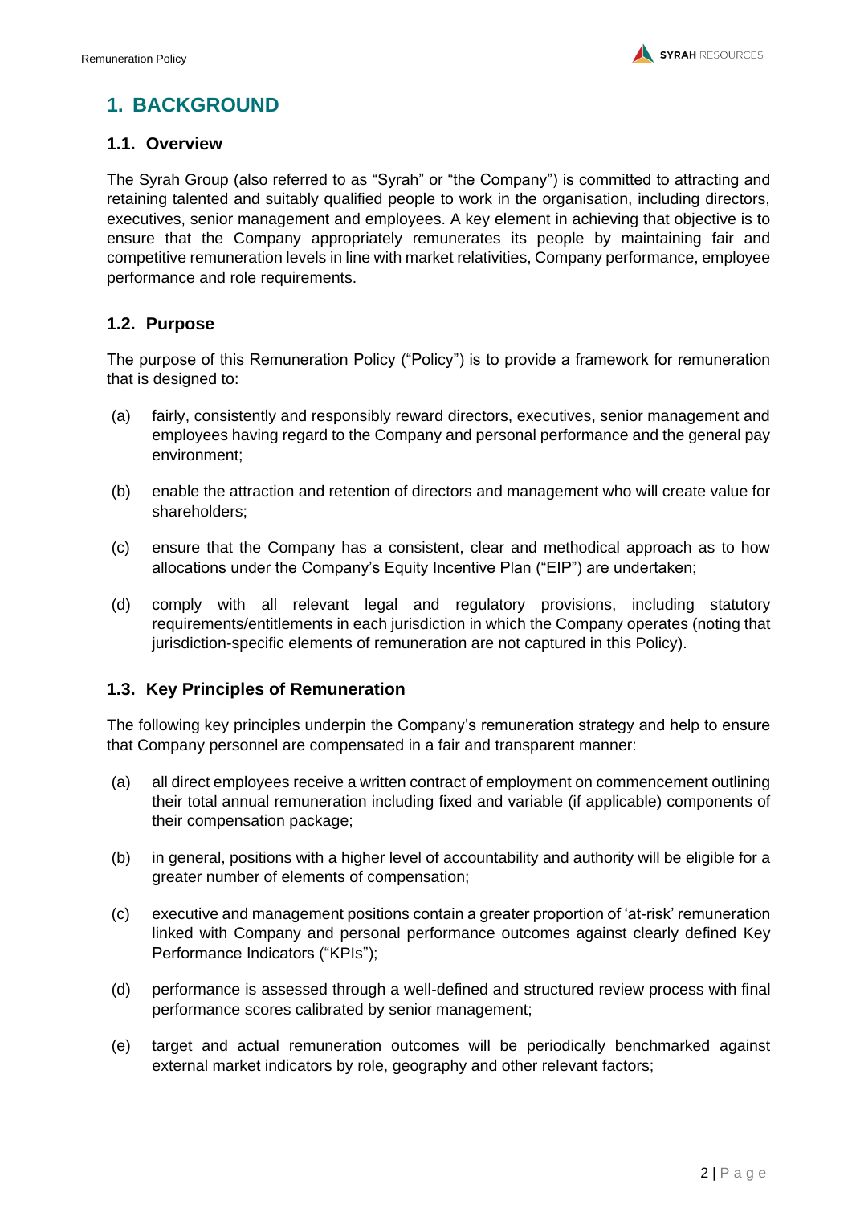# 1. BACKGROUND

## 1.1. Overview

The Syrah Group (also referred to as "Syrah" or "the Company") is committed to attracting and retaining talented and suitably qualified people to work in the organisation, including directors, executives, senior management and employees. A key element in achieving that objective is to ensure that the Company appropriately remunerates its people by maintaining fair and competitive remuneration levels in line with market relativities, Company performance, employee performance and role requirements.

## 1.2. Purpose

The purpose of this Remuneration Policy ("Policy") is to provide a framework for remuneration that is designed to:

(a) fairly, consistently and responsibly reward directors, executives, senior management and employees having regard to the Company and personal performance and the general pay environment;

(b) enable the attraction and retention of directors and management who will create value for shareholders;

(c) ensure that the Company has a consistent, clear and methodical approach as to how allocations under the Company's Equity Incentive Plan ("EIP") are undertaken;

(d) comply with all relevant legal and regulatory provisions, including statutory requirements/entitlements in each jurisdiction in which the Company operates (noting that jurisdiction-specific elements of remuneration are not captured in this Policy).

## 1.3. Key Principles of Remuneration

The following key principles underpin the Company's remuneration strategy and help to ensure that Company personnel are compensated in a fair and transparent manner:

(a) all direct employees receive a written contract of employment on commencement outlining their total annual remuneration including fixed and variable (if applicable) components of their compensation package;

(b) in general, positions with a higher level of accountability and authority will be eligible for a greater number of elements of compensation;

(c) executive and management positions contain a greater proportion of 'at-risk' remuneration linked with Company and personal performance outcomes against clearly defined Key Performance Indicators ("KPIs");

(d) performance is assessed through a well-defined and structured review process with final performance scores calibrated by senior management;

(e) target and actual remuneration outcomes will be periodically benchmarked against external market indicators by role, geography and other relevant factors;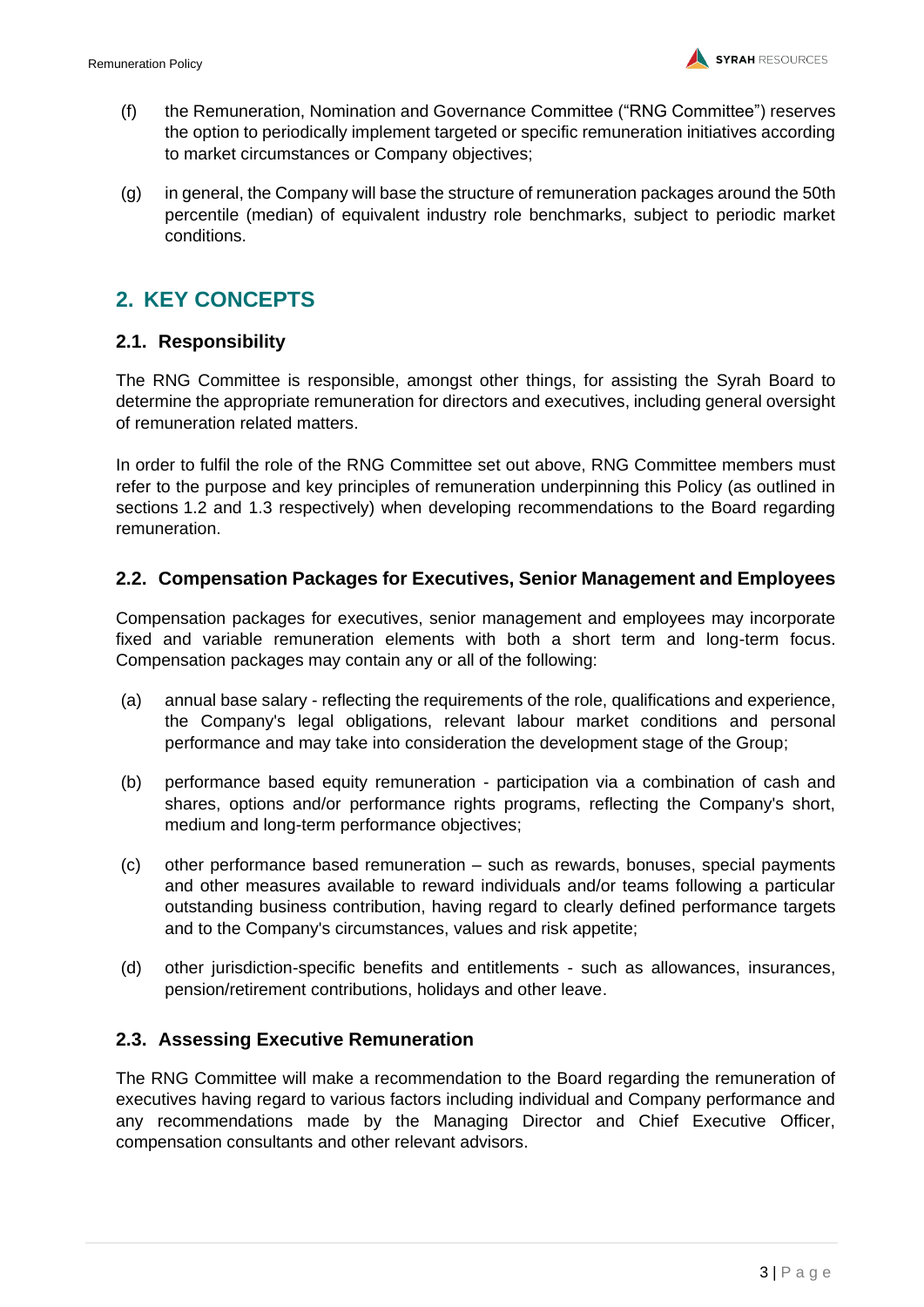(f) the Remuneration, Nomination and Governance Committee ("RNG Committee") reserves the option to periodically implement targeted or specific remuneration initiatives according to market circumstances or Company objectives;

(g) in general, the Company will base the structure of remuneration packages around the 50th percentile (median) of equivalent industry role benchmarks, subject to periodic market conditions.

## 2. KEY CONCEPTS

### 2.1. Responsibility

The RNG Committee is responsible, amongst other things, for assisting the Syrah Board to determine the appropriate remuneration for directors and executives, including general oversight of remuneration related matters.

In order to fulfil the role of the RNG Committee set out above, RNG Committee members must refer to the purpose and key principles of remuneration underpinning this Policy (as outlined in sections 1.2 and 1.3 respectively) when developing recommendations to the Board regarding remuneration.

### 2.2. Compensation Packages for Executives, Senior Management and Employees

Compensation packages for executives, senior management and employees may incorporate fixed and variable remuneration elements with both a short term and long-term focus. Compensation packages may contain any or all of the following:

(a) annual base salary - reflecting the requirements of the role, qualifications and experience, the Company's legal obligations, relevant labour market conditions and personal performance and may take into consideration the development stage of the Group;

(b) performance based equity remuneration - participation via a combination of cash and shares, options and/or performance rights programs, reflecting the Company's short, medium and long-term performance objectives;

(c) other performance based remuneration – such as rewards, bonuses, special payments and other measures available to reward individuals and/or teams following a particular outstanding business contribution, having regard to clearly defined performance targets and to the Company's circumstances, values and risk appetite;

(d) other jurisdiction-specific benefits and entitlements - such as allowances, insurances, pension/retirement contributions, holidays and other leave.

### 2.3. Assessing Executive Remuneration

The RNG Committee will make a recommendation to the Board regarding the remuneration of executives having regard to various factors including individual and Company performance and any recommendations made by the Managing Director and Chief Executive Officer, compensation consultants and other relevant advisors.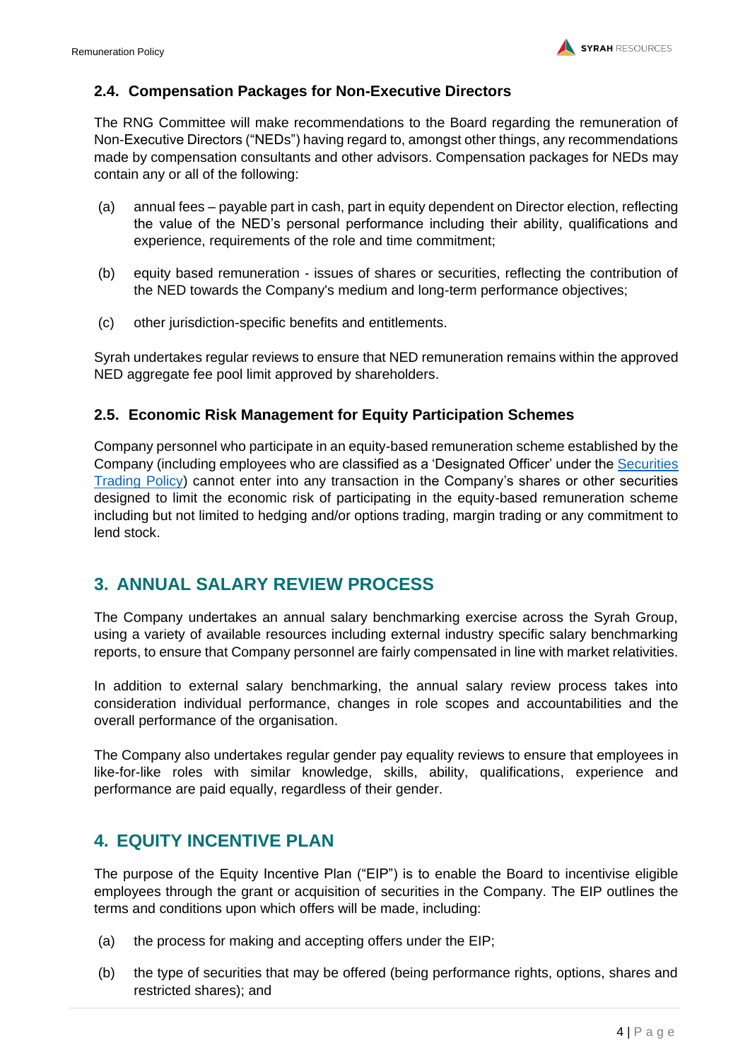### 2.4. Compensation Packages for Non-Executive Directors

The RNG Committee will make recommendations to the Board regarding the remuneration of Non-Executive Directors ("NEDs") having regard to, amongst other things, any recommendations made by compensation consultants and other advisors. Compensation packages for NEDs may contain any or all of the following:

(a) annual fees – payable part in cash, part in equity dependent on Director election, reflecting the value of the NED's personal performance including their ability, qualifications and experience, requirements of the role and time commitment;

(b) equity based remuneration - issues of shares or securities, reflecting the contribution of the NED towards the Company's medium and long-term performance objectives;

(c) other jurisdiction-specific benefits and entitlements.

Syrah undertakes regular reviews to ensure that NED remuneration remains within the approved NED aggregate fee pool limit approved by shareholders.

### 2.5. Economic Risk Management for Equity Participation Schemes

Company personnel who participate in an equity-based remuneration scheme established by the Company (including employees who are classified as a 'Designated Officer' under the Securities Trading Policy) cannot enter into any transaction in the Company's shares or other securities designed to limit the economic risk of participating in the equity-based remuneration scheme including but not limited to hedging and/or options trading, margin trading or any commitment to lend stock.

## 3. ANNUAL SALARY REVIEW PROCESS

The Company undertakes an annual salary benchmarking exercise across the Syrah Group, using a variety of available resources including external industry specific salary benchmarking reports, to ensure that Company personnel are fairly compensated in line with market relativities.

In addition to external salary benchmarking, the annual salary review process takes into consideration individual performance, changes in role scopes and accountabilities and the overall performance of the organisation.

The Company also undertakes regular gender pay equality reviews to ensure that employees in like-for-like roles with similar knowledge, skills, ability, qualifications, experience and performance are paid equally, regardless of their gender.

## 4. EQUITY INCENTIVE PLAN

The purpose of the Equity Incentive Plan ("EIP") is to enable the Board to incentivise eligible employees through the grant or acquisition of securities in the Company. The EIP outlines the terms and conditions upon which offers will be made, including:

(a) the process for making and accepting offers under the EIP;

(b) the type of securities that may be offered (being performance rights, options, shares and restricted shares); and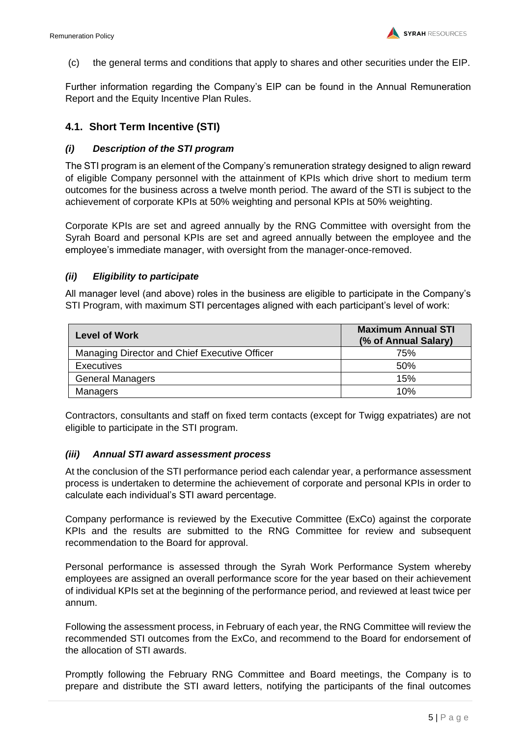(c) the general terms and conditions that apply to shares and other securities under the EIP.

Further information regarding the Company's EIP can be found in the Annual Remuneration Report and the Equity Incentive Plan Rules.

## 4.1. Short Term Incentive (STI)

### *(i) Description of the STI program*

The STI program is an element of the Company's remuneration strategy designed to align reward of eligible Company personnel with the attainment of KPIs which drive short to medium term outcomes for the business across a twelve month period. The award of the STI is subject to the achievement of corporate KPIs at 50% weighting and personal KPIs at 50% weighting.

Corporate KPIs are set and agreed annually by the RNG Committee with oversight from the Syrah Board and personal KPIs are set and agreed annually between the employee and the employee's immediate manager, with oversight from the manager-once-removed.

### *(ii) Eligibility to participate*

All manager level (and above) roles in the business are eligible to participate in the Company's STI Program, with maximum STI percentages aligned with each participant's level of work:

| Level of Work | Maximum Annual STI (% of Annual Salary) |
|---|---|
| Managing Director and Chief Executive Officer | 75% |
| Executives | 50% |
| General Managers | 15% |
| Managers | 10% |

Contractors, consultants and staff on fixed term contacts (except for Twigg expatriates) are not eligible to participate in the STI program.

### *(iii) Annual STI award assessment process*

At the conclusion of the STI performance period each calendar year, a performance assessment process is undertaken to determine the achievement of corporate and personal KPIs in order to calculate each individual's STI award percentage.

Company performance is reviewed by the Executive Committee (ExCo) against the corporate KPIs and the results are submitted to the RNG Committee for review and subsequent recommendation to the Board for approval.

Personal performance is assessed through the Syrah Work Performance System whereby employees are assigned an overall performance score for the year based on their achievement of individual KPIs set at the beginning of the performance period, and reviewed at least twice per annum.

Following the assessment process, in February of each year, the RNG Committee will review the recommended STI outcomes from the ExCo, and recommend to the Board for endorsement of the allocation of STI awards.

Promptly following the February RNG Committee and Board meetings, the Company is to prepare and distribute the STI award letters, notifying the participants of the final outcomes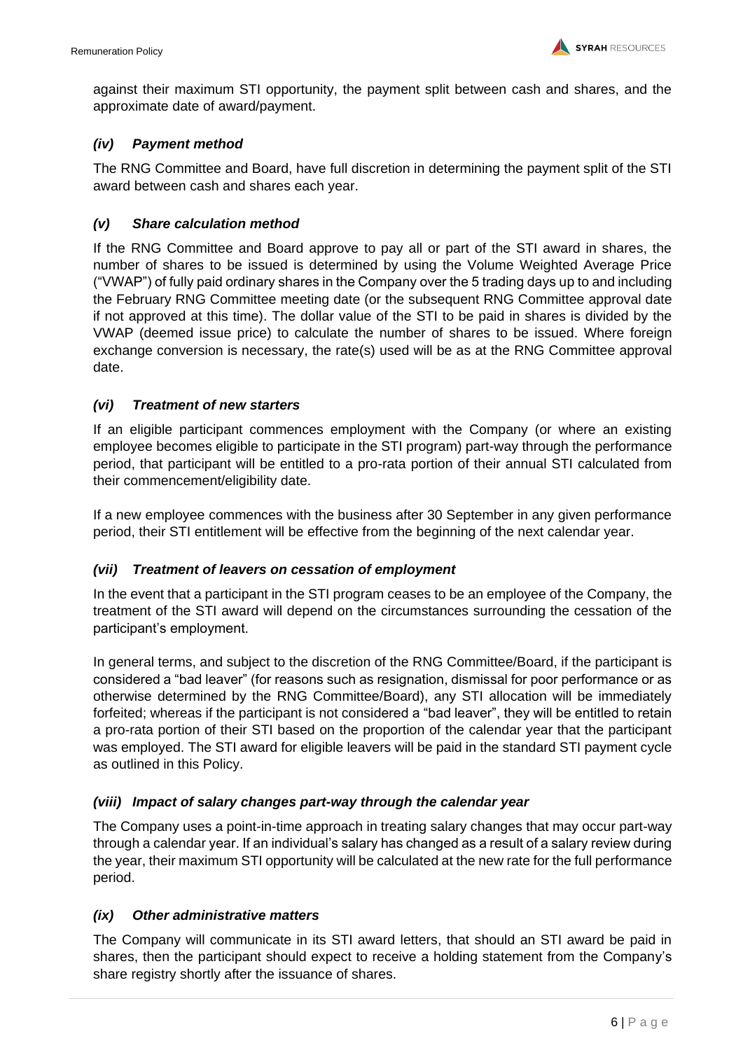against their maximum STI opportunity, the payment split between cash and shares, and the approximate date of award/payment.

#### *(iv) Payment method*

The RNG Committee and Board, have full discretion in determining the payment split of the STI award between cash and shares each year.

#### *(v) Share calculation method*

If the RNG Committee and Board approve to pay all or part of the STI award in shares, the number of shares to be issued is determined by using the Volume Weighted Average Price ("VWAP") of fully paid ordinary shares in the Company over the 5 trading days up to and including the February RNG Committee meeting date (or the subsequent RNG Committee approval date if not approved at this time). The dollar value of the STI to be paid in shares is divided by the VWAP (deemed issue price) to calculate the number of shares to be issued. Where foreign exchange conversion is necessary, the rate(s) used will be as at the RNG Committee approval date.

#### *(vi) Treatment of new starters*

If an eligible participant commences employment with the Company (or where an existing employee becomes eligible to participate in the STI program) part-way through the performance period, that participant will be entitled to a pro-rata portion of their annual STI calculated from their commencement/eligibility date.

If a new employee commences with the business after 30 September in any given performance period, their STI entitlement will be effective from the beginning of the next calendar year.

#### *(vii) Treatment of leavers on cessation of employment*

In the event that a participant in the STI program ceases to be an employee of the Company, the treatment of the STI award will depend on the circumstances surrounding the cessation of the participant's employment.

In general terms, and subject to the discretion of the RNG Committee/Board, if the participant is considered a "bad leaver" (for reasons such as resignation, dismissal for poor performance or as otherwise determined by the RNG Committee/Board), any STI allocation will be immediately forfeited; whereas if the participant is not considered a "bad leaver", they will be entitled to retain a pro-rata portion of their STI based on the proportion of the calendar year that the participant was employed. The STI award for eligible leavers will be paid in the standard STI payment cycle as outlined in this Policy.

#### *(viii) Impact of salary changes part-way through the calendar year*

The Company uses a point-in-time approach in treating salary changes that may occur part-way through a calendar year. If an individual's salary has changed as a result of a salary review during the year, their maximum STI opportunity will be calculated at the new rate for the full performance period.

#### *(ix) Other administrative matters*

The Company will communicate in its STI award letters, that should an STI award be paid in shares, then the participant should expect to receive a holding statement from the Company's share registry shortly after the issuance of shares.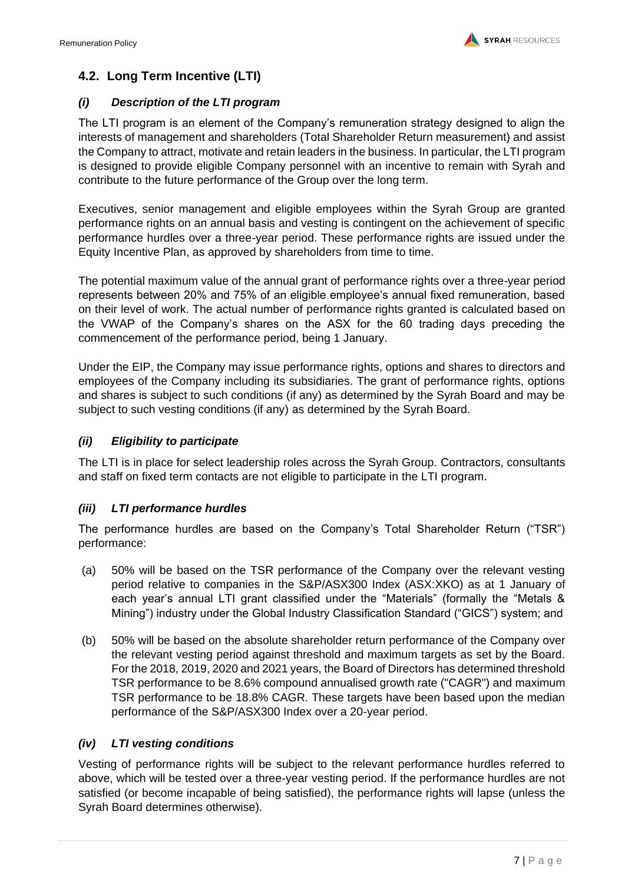## 4.2. Long Term Incentive (LTI)

### *(i) Description of the LTI program*

The LTI program is an element of the Company's remuneration strategy designed to align the interests of management and shareholders (Total Shareholder Return measurement) and assist the Company to attract, motivate and retain leaders in the business. In particular, the LTI program is designed to provide eligible Company personnel with an incentive to remain with Syrah and contribute to the future performance of the Group over the long term.

Executives, senior management and eligible employees within the Syrah Group are granted performance rights on an annual basis and vesting is contingent on the achievement of specific performance hurdles over a three-year period. These performance rights are issued under the Equity Incentive Plan, as approved by shareholders from time to time.

The potential maximum value of the annual grant of performance rights over a three-year period represents between 20% and 75% of an eligible employee's annual fixed remuneration, based on their level of work. The actual number of performance rights granted is calculated based on the VWAP of the Company's shares on the ASX for the 60 trading days preceding the commencement of the performance period, being 1 January.

Under the EIP, the Company may issue performance rights, options and shares to directors and employees of the Company including its subsidiaries. The grant of performance rights, options and shares is subject to such conditions (if any) as determined by the Syrah Board and may be subject to such vesting conditions (if any) as determined by the Syrah Board.

### *(ii) Eligibility to participate*

The LTI is in place for select leadership roles across the Syrah Group. Contractors, consultants and staff on fixed term contacts are not eligible to participate in the LTI program.

### *(iii) LTI performance hurdles*

The performance hurdles are based on the Company's Total Shareholder Return ("TSR") performance:

(a) 50% will be based on the TSR performance of the Company over the relevant vesting period relative to companies in the S&P/ASX300 Index (ASX:XKO) as at 1 January of each year's annual LTI grant classified under the "Materials" (formally the "Metals & Mining") industry under the Global Industry Classification Standard ("GICS") system; and

(b) 50% will be based on the absolute shareholder return performance of the Company over the relevant vesting period against threshold and maximum targets as set by the Board. For the 2018, 2019, 2020 and 2021 years, the Board of Directors has determined threshold TSR performance to be 8.6% compound annualised growth rate ("CAGR") and maximum TSR performance to be 18.8% CAGR. These targets have been based upon the median performance of the S&P/ASX300 Index over a 20-year period.

### *(iv) LTI vesting conditions*

Vesting of performance rights will be subject to the relevant performance hurdles referred to above, which will be tested over a three-year vesting period. If the performance hurdles are not satisfied (or become incapable of being satisfied), the performance rights will lapse (unless the Syrah Board determines otherwise).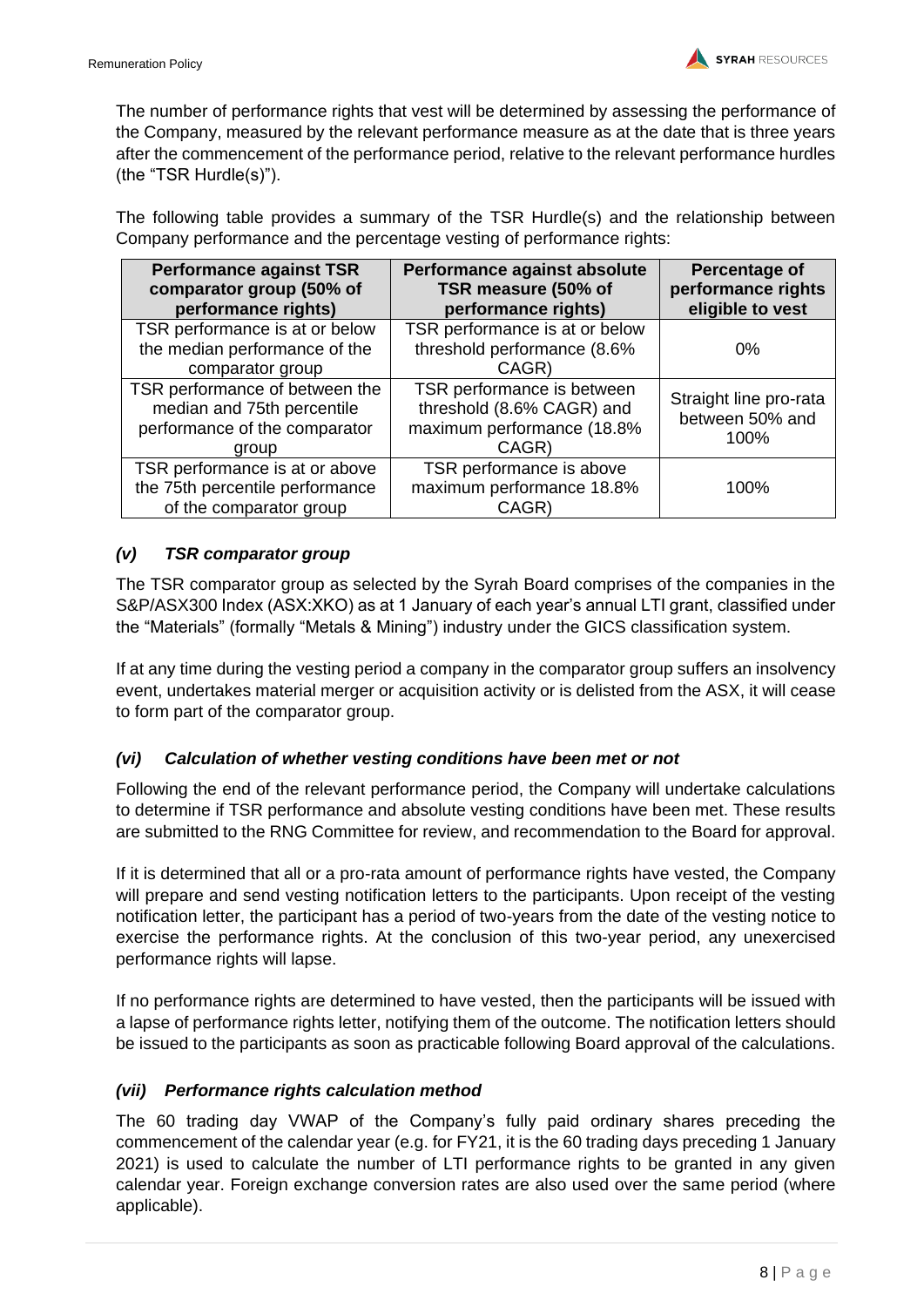The number of performance rights that vest will be determined by assessing the performance of the Company, measured by the relevant performance measure as at the date that is three years after the commencement of the performance period, relative to the relevant performance hurdles (the "TSR Hurdle(s)").

The following table provides a summary of the TSR Hurdle(s) and the relationship between Company performance and the percentage vesting of performance rights:

| Performance against TSR comparator group (50% of performance rights) | Performance against absolute TSR measure (50% of performance rights) | Percentage of performance rights eligible to vest |
|---|---|---|
| TSR performance is at or below the median performance of the comparator group | TSR performance is at or below threshold performance (8.6% CAGR) | 0% |
| TSR performance of between the median and 75th percentile performance of the comparator group | TSR performance is between threshold (8.6% CAGR) and maximum performance (18.8% CAGR) | Straight line pro-rata between 50% and 100% |
| TSR performance is at or above the 75th percentile performance of the comparator group | TSR performance is above maximum performance 18.8% CAGR) | 100% |

### *(v) TSR comparator group*

The TSR comparator group as selected by the Syrah Board comprises of the companies in the S&P/ASX300 Index (ASX:XKO) as at 1 January of each year's annual LTI grant, classified under the "Materials" (formally "Metals & Mining") industry under the GICS classification system.

If at any time during the vesting period a company in the comparator group suffers an insolvency event, undertakes material merger or acquisition activity or is delisted from the ASX, it will cease to form part of the comparator group.

### *(vi) Calculation of whether vesting conditions have been met or not*

Following the end of the relevant performance period, the Company will undertake calculations to determine if TSR performance and absolute vesting conditions have been met. These results are submitted to the RNG Committee for review, and recommendation to the Board for approval.

If it is determined that all or a pro-rata amount of performance rights have vested, the Company will prepare and send vesting notification letters to the participants. Upon receipt of the vesting notification letter, the participant has a period of two-years from the date of the vesting notice to exercise the performance rights. At the conclusion of this two-year period, any unexercised performance rights will lapse.

If no performance rights are determined to have vested, then the participants will be issued with a lapse of performance rights letter, notifying them of the outcome. The notification letters should be issued to the participants as soon as practicable following Board approval of the calculations.

### *(vii) Performance rights calculation method*

The 60 trading day VWAP of the Company's fully paid ordinary shares preceding the commencement of the calendar year (e.g. for FY21, it is the 60 trading days preceding 1 January 2021) is used to calculate the number of LTI performance rights to be granted in any given calendar year. Foreign exchange conversion rates are also used over the same period (where applicable).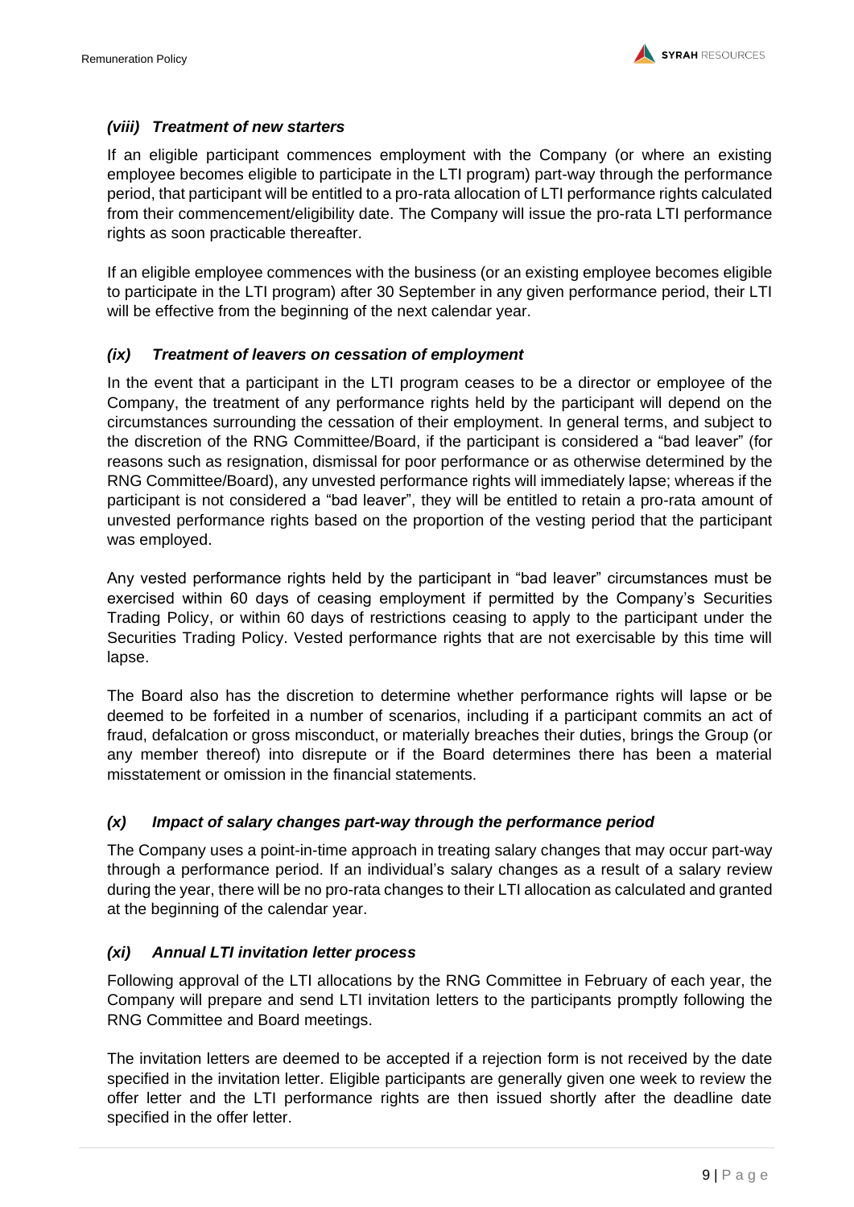### *(viii) Treatment of new starters*

If an eligible participant commences employment with the Company (or where an existing employee becomes eligible to participate in the LTI program) part-way through the performance period, that participant will be entitled to a pro-rata allocation of LTI performance rights calculated from their commencement/eligibility date. The Company will issue the pro-rata LTI performance rights as soon practicable thereafter.

If an eligible employee commences with the business (or an existing employee becomes eligible to participate in the LTI program) after 30 September in any given performance period, their LTI will be effective from the beginning of the next calendar year.

### *(ix) Treatment of leavers on cessation of employment*

In the event that a participant in the LTI program ceases to be a director or employee of the Company, the treatment of any performance rights held by the participant will depend on the circumstances surrounding the cessation of their employment. In general terms, and subject to the discretion of the RNG Committee/Board, if the participant is considered a "bad leaver" (for reasons such as resignation, dismissal for poor performance or as otherwise determined by the RNG Committee/Board), any unvested performance rights will immediately lapse; whereas if the participant is not considered a "bad leaver", they will be entitled to retain a pro-rata amount of unvested performance rights based on the proportion of the vesting period that the participant was employed.

Any vested performance rights held by the participant in "bad leaver" circumstances must be exercised within 60 days of ceasing employment if permitted by the Company's Securities Trading Policy, or within 60 days of restrictions ceasing to apply to the participant under the Securities Trading Policy. Vested performance rights that are not exercisable by this time will lapse.

The Board also has the discretion to determine whether performance rights will lapse or be deemed to be forfeited in a number of scenarios, including if a participant commits an act of fraud, defalcation or gross misconduct, or materially breaches their duties, brings the Group (or any member thereof) into disrepute or if the Board determines there has been a material misstatement or omission in the financial statements.

### *(x) Impact of salary changes part-way through the performance period*

The Company uses a point-in-time approach in treating salary changes that may occur part-way through a performance period. If an individual's salary changes as a result of a salary review during the year, there will be no pro-rata changes to their LTI allocation as calculated and granted at the beginning of the calendar year.

### *(xi) Annual LTI invitation letter process*

Following approval of the LTI allocations by the RNG Committee in February of each year, the Company will prepare and send LTI invitation letters to the participants promptly following the RNG Committee and Board meetings.

The invitation letters are deemed to be accepted if a rejection form is not received by the date specified in the invitation letter. Eligible participants are generally given one week to review the offer letter and the LTI performance rights are then issued shortly after the deadline date specified in the offer letter.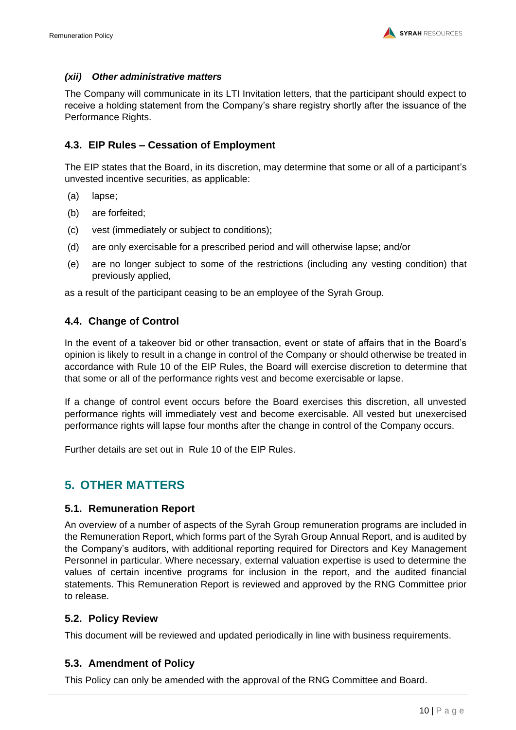#### *(xii) Other administrative matters*

The Company will communicate in its LTI Invitation letters, that the participant should expect to receive a holding statement from the Company's share registry shortly after the issuance of the Performance Rights.

### 4.3. EIP Rules – Cessation of Employment

The EIP states that the Board, in its discretion, may determine that some or all of a participant's unvested incentive securities, as applicable:

(a) lapse;

(b) are forfeited;

(c) vest (immediately or subject to conditions);

(d) are only exercisable for a prescribed period and will otherwise lapse; and/or

(e) are no longer subject to some of the restrictions (including any vesting condition) that previously applied,

as a result of the participant ceasing to be an employee of the Syrah Group.

### 4.4. Change of Control

In the event of a takeover bid or other transaction, event or state of affairs that in the Board's opinion is likely to result in a change in control of the Company or should otherwise be treated in accordance with Rule 10 of the EIP Rules, the Board will exercise discretion to determine that that some or all of the performance rights vest and become exercisable or lapse.

If a change of control event occurs before the Board exercises this discretion, all unvested performance rights will immediately vest and become exercisable. All vested but unexercised performance rights will lapse four months after the change in control of the Company occurs.

Further details are set out in Rule 10 of the EIP Rules.

## 5. OTHER MATTERS

### 5.1. Remuneration Report

An overview of a number of aspects of the Syrah Group remuneration programs are included in the Remuneration Report, which forms part of the Syrah Group Annual Report, and is audited by the Company's auditors, with additional reporting required for Directors and Key Management Personnel in particular. Where necessary, external valuation expertise is used to determine the values of certain incentive programs for inclusion in the report, and the audited financial statements. This Remuneration Report is reviewed and approved by the RNG Committee prior to release.

### 5.2. Policy Review

This document will be reviewed and updated periodically in line with business requirements.

### 5.3. Amendment of Policy

This Policy can only be amended with the approval of the RNG Committee and Board.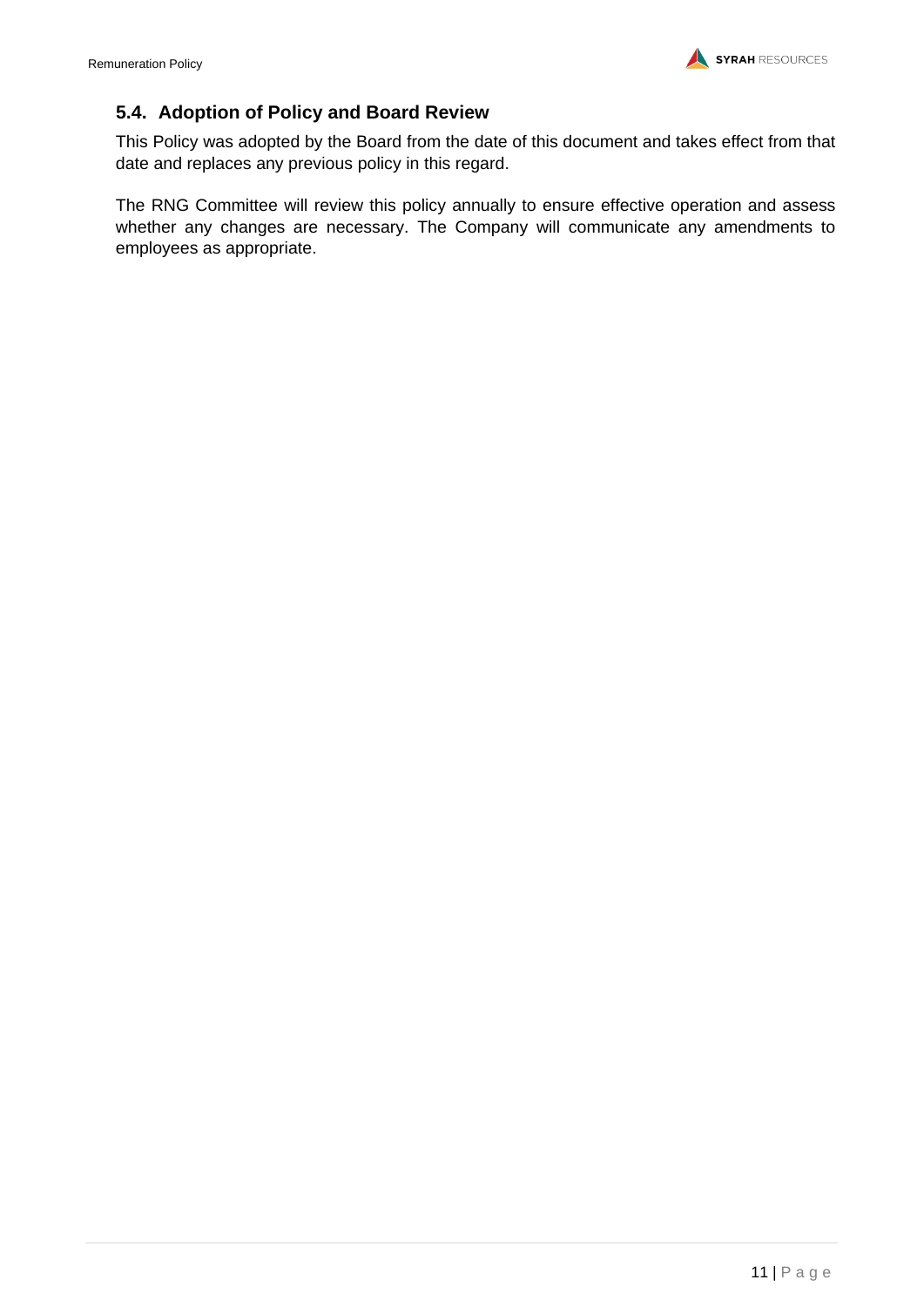### 5.4. Adoption of Policy and Board Review

This Policy was adopted by the Board from the date of this document and takes effect from that date and replaces any previous policy in this regard.

The RNG Committee will review this policy annually to ensure effective operation and assess whether any changes are necessary. The Company will communicate any amendments to employees as appropriate.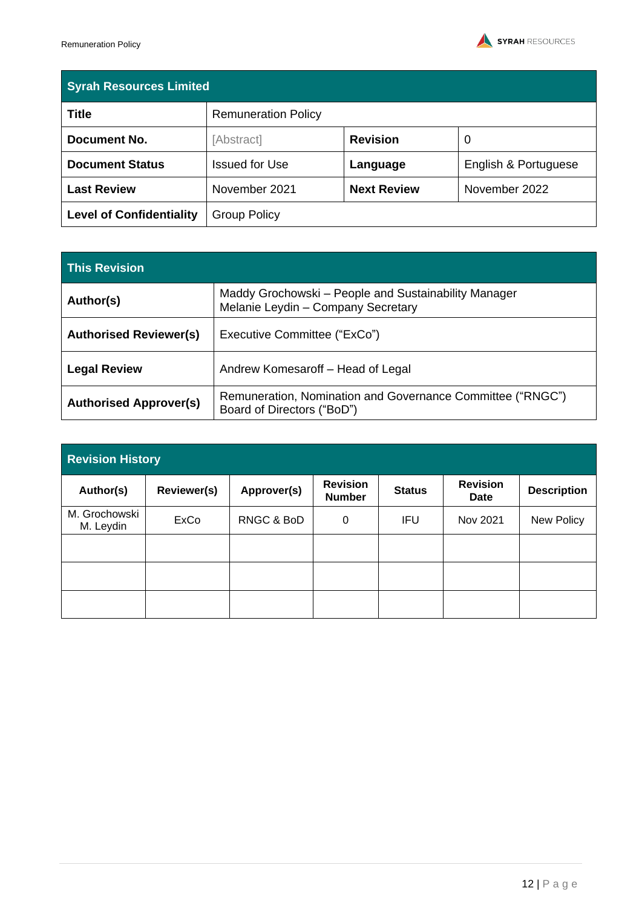| Syrah Resources Limited | | | |
|---|---|---|---|
| **Title** | Remuneration Policy | | |
| **Document No.** | [Abstract] | **Revision** | 0 |
| **Document Status** | Issued for Use | **Language** | English & Portuguese |
| **Last Review** | November 2021 | **Next Review** | November 2022 |
| **Level of Confidentiality** | Group Policy | | |

| This Revision | |
|---|---|
| **Author(s)** | Maddy Grochowski – People and Sustainability Manager<br>Melanie Leydin – Company Secretary |
| **Authorised Reviewer(s)** | Executive Committee ("ExCo") |
| **Legal Review** | Andrew Komesaroff – Head of Legal |
| **Authorised Approver(s)** | Remuneration, Nomination and Governance Committee ("RNGC")<br>Board of Directors ("BoD") |

**Revision History**

| Author(s) | Reviewer(s) | Approver(s) | Revision Number | Status | Revision Date | Description |
|---|---|---|---|---|---|---|
| M. Grochowski<br>M. Leydin | ExCo | RNGC & BoD | 0 | IFU | Nov 2021 | New Policy |
| | | | | | | |
| | | | | | | |
| | | | | | | |